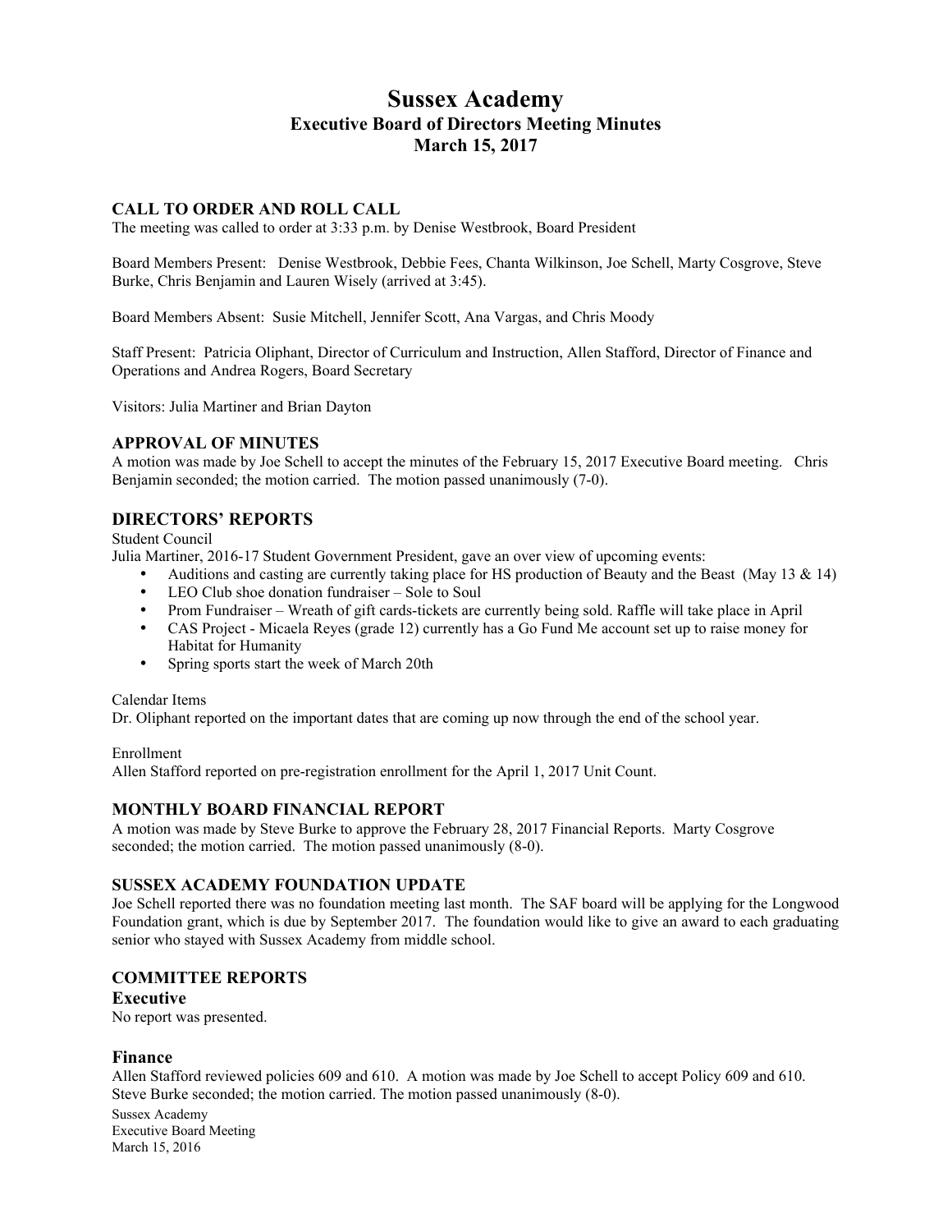# Sussex Academy
## Executive Board of Directors Meeting Minutes
## March 15, 2017

### CALL TO ORDER AND ROLL CALL

The meeting was called to order at 3:33 p.m. by Denise Westbrook, Board President

Board Members Present: Denise Westbrook, Debbie Fees, Chanta Wilkinson, Joe Schell, Marty Cosgrove, Steve Burke, Chris Benjamin and Lauren Wisely (arrived at 3:45).

Board Members Absent: Susie Mitchell, Jennifer Scott, Ana Vargas, and Chris Moody

Staff Present: Patricia Oliphant, Director of Curriculum and Instruction, Allen Stafford, Director of Finance and Operations and Andrea Rogers, Board Secretary

Visitors: Julia Martiner and Brian Dayton

### APPROVAL OF MINUTES

A motion was made by Joe Schell to accept the minutes of the February 15, 2017 Executive Board meeting. Chris Benjamin seconded; the motion carried. The motion passed unanimously (7-0).

### DIRECTORS' REPORTS

Student Council

Julia Martiner, 2016-17 Student Government President, gave an over view of upcoming events:

- Auditions and casting are currently taking place for HS production of Beauty and the Beast (May 13 & 14)
- LEO Club shoe donation fundraiser – Sole to Soul
- Prom Fundraiser – Wreath of gift cards-tickets are currently being sold. Raffle will take place in April
- CAS Project - Micaela Reyes (grade 12) currently has a Go Fund Me account set up to raise money for Habitat for Humanity
- Spring sports start the week of March 20th

Calendar Items

Dr. Oliphant reported on the important dates that are coming up now through the end of the school year.

Enrollment

Allen Stafford reported on pre-registration enrollment for the April 1, 2017 Unit Count.

### MONTHLY BOARD FINANCIAL REPORT

A motion was made by Steve Burke to approve the February 28, 2017 Financial Reports. Marty Cosgrove seconded; the motion carried. The motion passed unanimously (8-0).

### SUSSEX ACADEMY FOUNDATION UPDATE

Joe Schell reported there was no foundation meeting last month. The SAF board will be applying for the Longwood Foundation grant, which is due by September 2017. The foundation would like to give an award to each graduating senior who stayed with Sussex Academy from middle school.

### COMMITTEE REPORTS

#### Executive

No report was presented.

#### Finance

Allen Stafford reviewed policies 609 and 610. A motion was made by Joe Schell to accept Policy 609 and 610. Steve Burke seconded; the motion carried. The motion passed unanimously (8-0).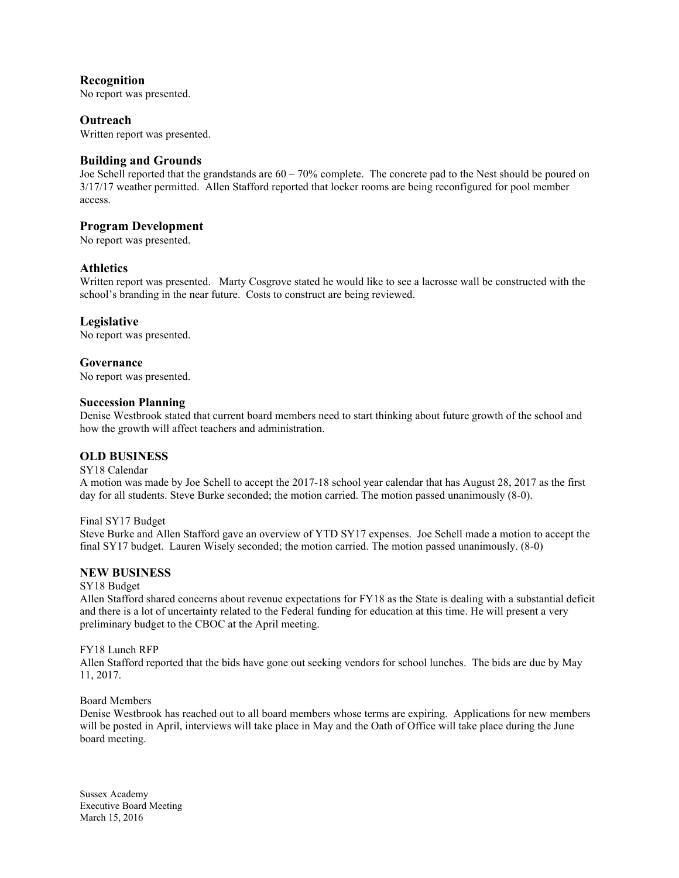### Recognition

No report was presented.

### Outreach

Written report was presented.

### Building and Grounds

Joe Schell reported that the grandstands are 60 – 70% complete. The concrete pad to the Nest should be poured on 3/17/17 weather permitted. Allen Stafford reported that locker rooms are being reconfigured for pool member access.

### Program Development

No report was presented.

### Athletics

Written report was presented. Marty Cosgrove stated he would like to see a lacrosse wall be constructed with the school's branding in the near future. Costs to construct are being reviewed.

### Legislative

No report was presented.

### Governance

No report was presented.

### Succession Planning

Denise Westbrook stated that current board members need to start thinking about future growth of the school and how the growth will affect teachers and administration.

## OLD BUSINESS

SY18 Calendar

A motion was made by Joe Schell to accept the 2017-18 school year calendar that has August 28, 2017 as the first day for all students. Steve Burke seconded; the motion carried. The motion passed unanimously (8-0).

Final SY17 Budget

Steve Burke and Allen Stafford gave an overview of YTD SY17 expenses. Joe Schell made a motion to accept the final SY17 budget. Lauren Wisely seconded; the motion carried. The motion passed unanimously. (8-0)

## NEW BUSINESS

SY18 Budget

Allen Stafford shared concerns about revenue expectations for FY18 as the State is dealing with a substantial deficit and there is a lot of uncertainty related to the Federal funding for education at this time. He will present a very preliminary budget to the CBOC at the April meeting.

FY18 Lunch RFP

Allen Stafford reported that the bids have gone out seeking vendors for school lunches. The bids are due by May 11, 2017.

Board Members

Denise Westbrook has reached out to all board members whose terms are expiring. Applications for new members will be posted in April, interviews will take place in May and the Oath of Office will take place during the June board meeting.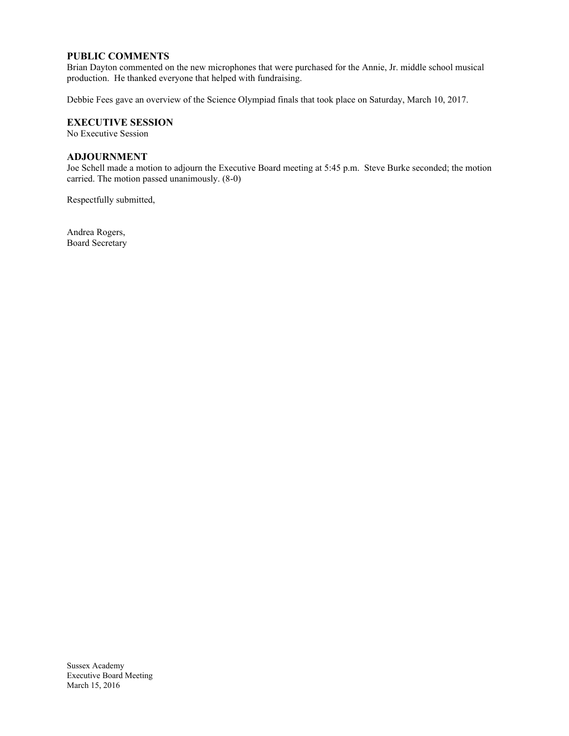## PUBLIC COMMENTS

Brian Dayton commented on the new microphones that were purchased for the Annie, Jr. middle school musical production. He thanked everyone that helped with fundraising.

Debbie Fees gave an overview of the Science Olympiad finals that took place on Saturday, March 10, 2017.

## EXECUTIVE SESSION

No Executive Session

## ADJOURNMENT

Joe Schell made a motion to adjourn the Executive Board meeting at 5:45 p.m. Steve Burke seconded; the motion carried. The motion passed unanimously. (8-0)

Respectfully submitted,

Andrea Rogers,
Board Secretary